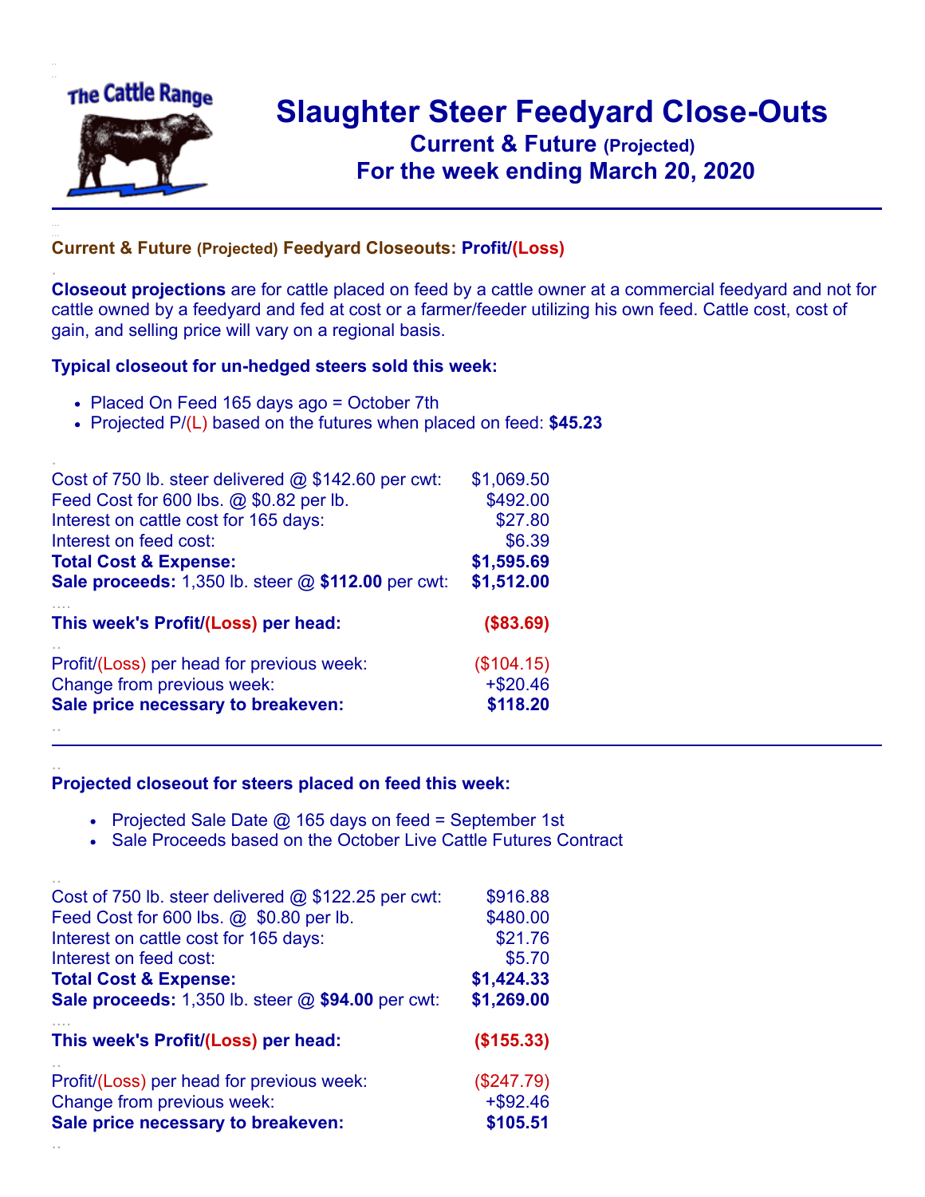The Cattle Range

# Slaughter Steer Feedyard Close-Outs

## Current & Future (Projected)

## For the week ending March 20, 2020

### Current & Future (Projected) Feedyard Closeouts: Profit/(Loss)

**Closeout projections** are for cattle placed on feed by a cattle owner at a commercial feedyard and not for cattle owned by a feedyard and fed at cost or a farmer/feeder utilizing his own feed. Cattle cost, cost of gain, and selling price will vary on a regional basis.

**Typical closeout for un-hedged steers sold this week:**

- Placed On Feed 165 days ago = October 7th
- Projected P/(L) based on the futures when placed on feed: **$45.23**

| | |
|---|---|
| Cost of 750 lb. steer delivered @ $142.60 per cwt: | $1,069.50 |
| Feed Cost for 600 lbs. @ $0.82 per lb. | $492.00 |
| Interest on cattle cost for 165 days: | $27.80 |
| Interest on feed cost: | $6.39 |
| **Total Cost & Expense:** | **$1,595.69** |
| **Sale proceeds:** 1,350 lb. steer @ **$112.00** per cwt: | **$1,512.00** |
| **This week's Profit/(Loss) per head:** | **($83.69)** |
| Profit/(Loss) per head for previous week: | ($104.15) |
| Change from previous week: | +$20.46 |
| **Sale price necessary to breakeven:** | **$118.20** |

---

**Projected closeout for steers placed on feed this week:**

- Projected Sale Date @ 165 days on feed = September 1st
- Sale Proceeds based on the October Live Cattle Futures Contract

| | |
|---|---|
| Cost of 750 lb. steer delivered @ $122.25 per cwt: | $916.88 |
| Feed Cost for 600 lbs. @ $0.80 per lb. | $480.00 |
| Interest on cattle cost for 165 days: | $21.76 |
| Interest on feed cost: | $5.70 |
| **Total Cost & Expense:** | **$1,424.33** |
| **Sale proceeds:** 1,350 lb. steer @ **$94.00** per cwt: | **$1,269.00** |
| **This week's Profit/(Loss) per head:** | **($155.33)** |
| Profit/(Loss) per head for previous week: | ($247.79) |
| Change from previous week: | +$92.46 |
| **Sale price necessary to breakeven:** | **$105.51** |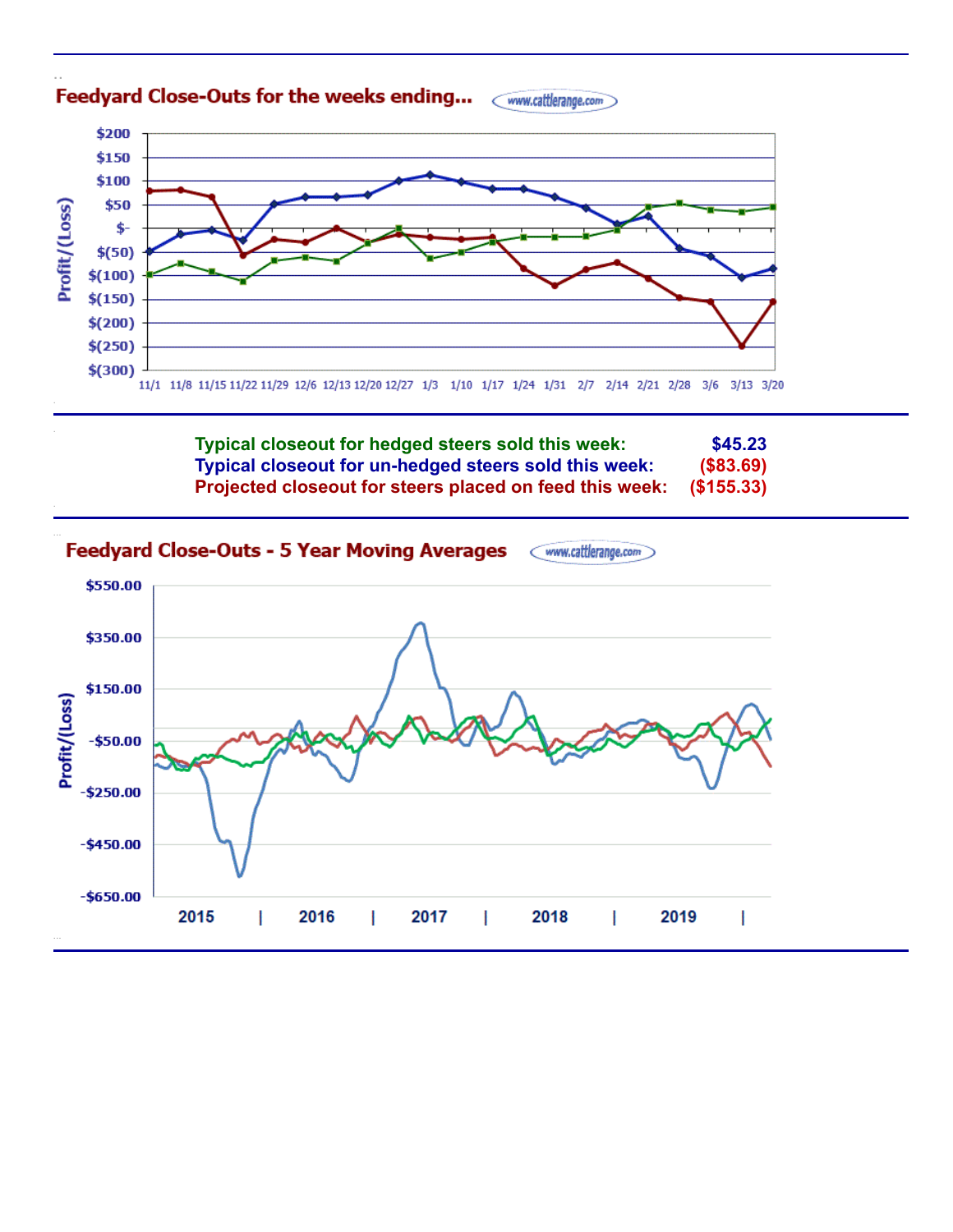## Feedyard Close-Outs for the weeks ending...

www.cattlerange.com

$200
$150
$100
$50
$-
$(50)
$(100)
$(150)
$(200)
$(250)
$(300)

Profit/(Loss)

11/1 11/8 11/15 11/22 11/29 12/6 12/13 12/20 12/27 1/3 1/10 1/17 1/24 1/31 2/7 2/14 2/21 2/28 3/6 3/13 3/20

| | |
|---|---|
| Typical closeout for hedged steers sold this week: | $45.23 |
| Typical closeout for un-hedged steers sold this week: | ($83.69) |
| Projected closeout for steers placed on feed this week: | ($155.33) |

## Feedyard Close-Outs - 5 Year Moving Averages

www.cattlerange.com

$550.00
$350.00
$150.00
-$50.00
-$250.00
-$450.00
-$650.00

Profit/(Loss)

2015 | 2016 | 2017 | 2018 | 2019 |